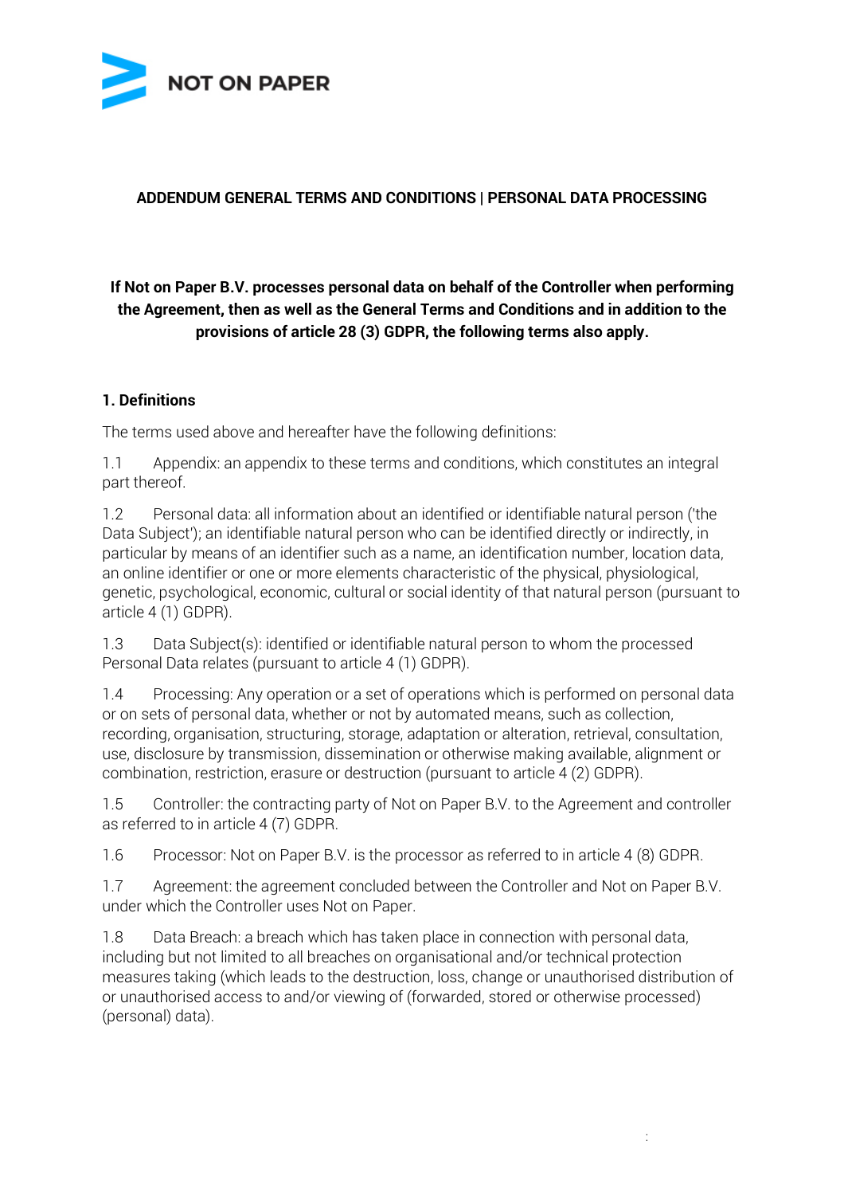# ADDENDUM GENERAL TERMS AND CONDITIONS | PERSONAL DATA PROCESSING

**If Not on Paper B.V. processes personal data on behalf of the Controller when performing the Agreement, then as well as the General Terms and Conditions and in addition to the provisions of article 28 (3) GDPR, the following terms also apply.**

## 1. Definitions

The terms used above and hereafter have the following definitions:

1.1 Appendix: an appendix to these terms and conditions, which constitutes an integral part thereof.

1.2 Personal data: all information about an identified or identifiable natural person ('the Data Subject'); an identifiable natural person who can be identified directly or indirectly, in particular by means of an identifier such as a name, an identification number, location data, an online identifier or one or more elements characteristic of the physical, physiological, genetic, psychological, economic, cultural or social identity of that natural person (pursuant to article 4 (1) GDPR).

1.3 Data Subject(s): identified or identifiable natural person to whom the processed Personal Data relates (pursuant to article 4 (1) GDPR).

1.4 Processing: Any operation or a set of operations which is performed on personal data or on sets of personal data, whether or not by automated means, such as collection, recording, organisation, structuring, storage, adaptation or alteration, retrieval, consultation, use, disclosure by transmission, dissemination or otherwise making available, alignment or combination, restriction, erasure or destruction (pursuant to article 4 (2) GDPR).

1.5 Controller: the contracting party of Not on Paper B.V. to the Agreement and controller as referred to in article 4 (7) GDPR.

1.6 Processor: Not on Paper B.V. is the processor as referred to in article 4 (8) GDPR.

1.7 Agreement: the agreement concluded between the Controller and Not on Paper B.V. under which the Controller uses Not on Paper.

1.8 Data Breach: a breach which has taken place in connection with personal data, including but not limited to all breaches on organisational and/or technical protection measures taking (which leads to the destruction, loss, change or unauthorised distribution of or unauthorised access to and/or viewing of (forwarded, stored or otherwise processed) (personal) data).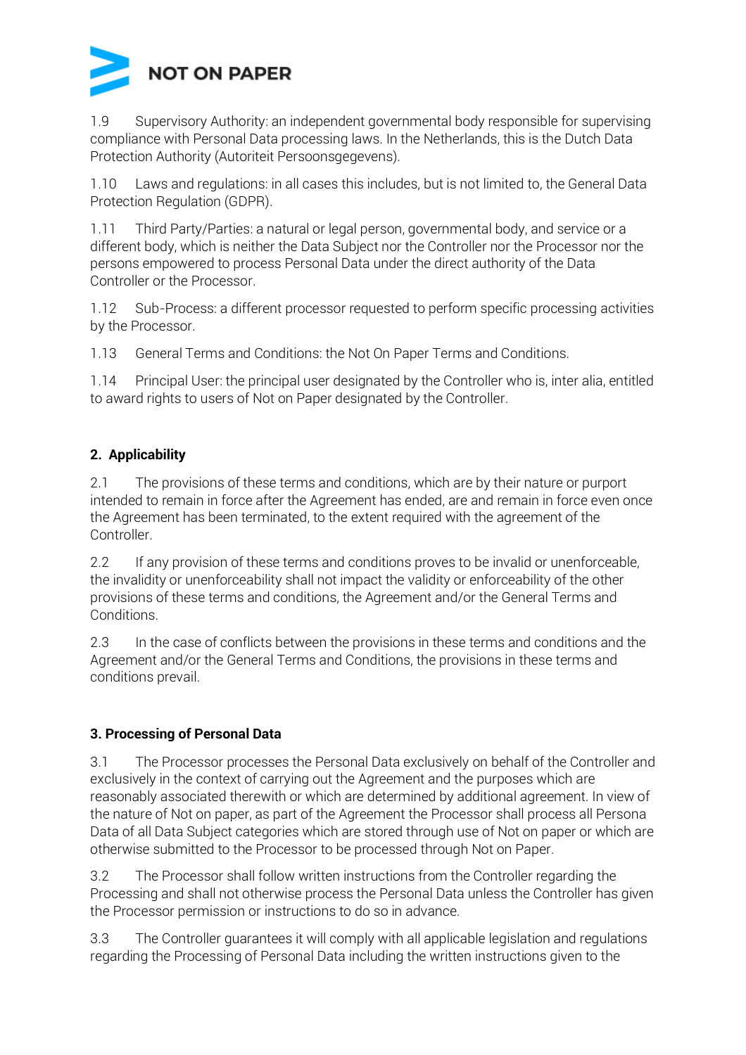1.9 Supervisory Authority: an independent governmental body responsible for supervising compliance with Personal Data processing laws. In the Netherlands, this is the Dutch Data Protection Authority (Autoriteit Persoonsgegevens).

1.10 Laws and regulations: in all cases this includes, but is not limited to, the General Data Protection Regulation (GDPR).

1.11 Third Party/Parties: a natural or legal person, governmental body, and service or a different body, which is neither the Data Subject nor the Controller nor the Processor nor the persons empowered to process Personal Data under the direct authority of the Data Controller or the Processor.

1.12 Sub-Process: a different processor requested to perform specific processing activities by the Processor.

1.13 General Terms and Conditions: the Not On Paper Terms and Conditions.

1.14 Principal User: the principal user designated by the Controller who is, inter alia, entitled to award rights to users of Not on Paper designated by the Controller.

## 2. Applicability

2.1 The provisions of these terms and conditions, which are by their nature or purport intended to remain in force after the Agreement has ended, are and remain in force even once the Agreement has been terminated, to the extent required with the agreement of the Controller.

2.2 If any provision of these terms and conditions proves to be invalid or unenforceable, the invalidity or unenforceability shall not impact the validity or enforceability of the other provisions of these terms and conditions, the Agreement and/or the General Terms and Conditions.

2.3 In the case of conflicts between the provisions in these terms and conditions and the Agreement and/or the General Terms and Conditions, the provisions in these terms and conditions prevail.

## 3. Processing of Personal Data

3.1 The Processor processes the Personal Data exclusively on behalf of the Controller and exclusively in the context of carrying out the Agreement and the purposes which are reasonably associated therewith or which are determined by additional agreement. In view of the nature of Not on paper, as part of the Agreement the Processor shall process all Persona Data of all Data Subject categories which are stored through use of Not on paper or which are otherwise submitted to the Processor to be processed through Not on Paper.

3.2 The Processor shall follow written instructions from the Controller regarding the Processing and shall not otherwise process the Personal Data unless the Controller has given the Processor permission or instructions to do so in advance.

3.3 The Controller guarantees it will comply with all applicable legislation and regulations regarding the Processing of Personal Data including the written instructions given to the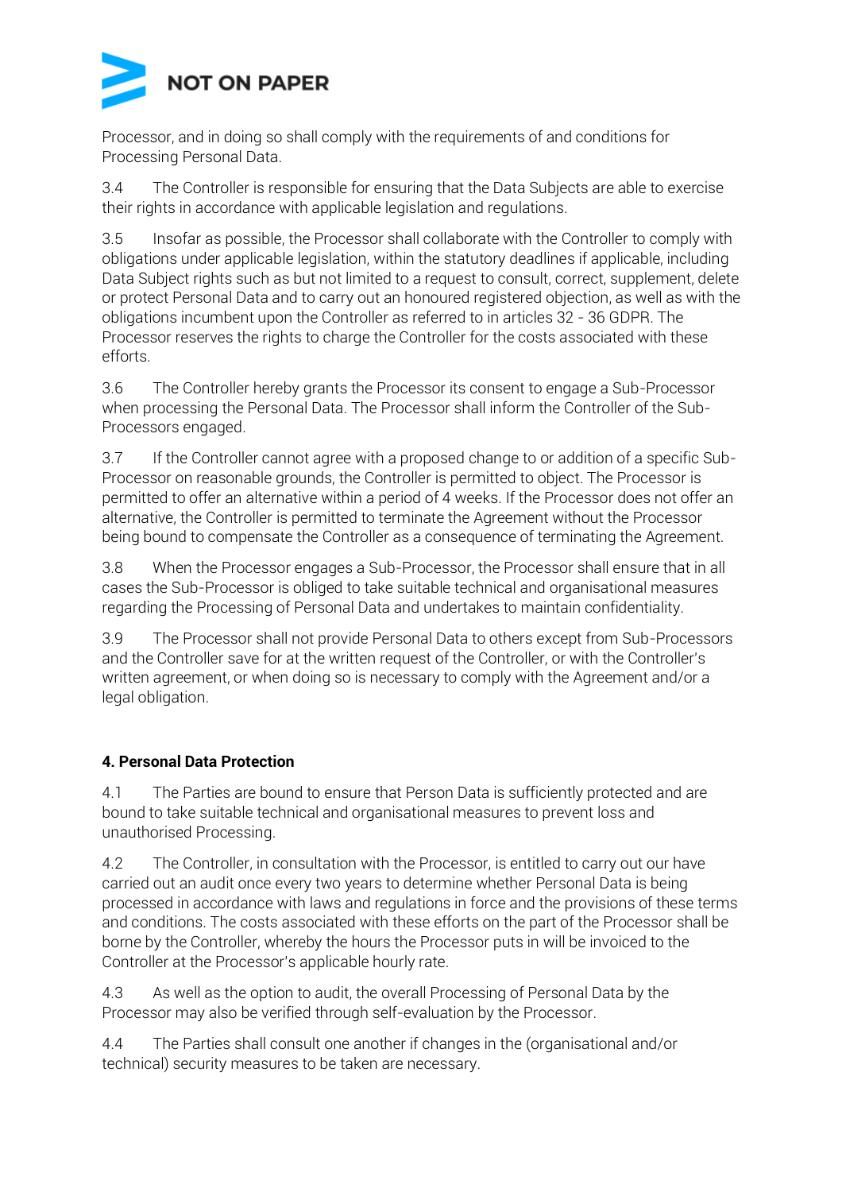Processor, and in doing so shall comply with the requirements of and conditions for Processing Personal Data.

3.4 The Controller is responsible for ensuring that the Data Subjects are able to exercise their rights in accordance with applicable legislation and regulations.

3.5 Insofar as possible, the Processor shall collaborate with the Controller to comply with obligations under applicable legislation, within the statutory deadlines if applicable, including Data Subject rights such as but not limited to a request to consult, correct, supplement, delete or protect Personal Data and to carry out an honoured registered objection, as well as with the obligations incumbent upon the Controller as referred to in articles 32 - 36 GDPR. The Processor reserves the rights to charge the Controller for the costs associated with these efforts.

3.6 The Controller hereby grants the Processor its consent to engage a Sub-Processor when processing the Personal Data. The Processor shall inform the Controller of the Sub-Processors engaged.

3.7 If the Controller cannot agree with a proposed change to or addition of a specific Sub-Processor on reasonable grounds, the Controller is permitted to object. The Processor is permitted to offer an alternative within a period of 4 weeks. If the Processor does not offer an alternative, the Controller is permitted to terminate the Agreement without the Processor being bound to compensate the Controller as a consequence of terminating the Agreement.

3.8 When the Processor engages a Sub-Processor, the Processor shall ensure that in all cases the Sub-Processor is obliged to take suitable technical and organisational measures regarding the Processing of Personal Data and undertakes to maintain confidentiality.

3.9 The Processor shall not provide Personal Data to others except from Sub-Processors and the Controller save for at the written request of the Controller, or with the Controller's written agreement, or when doing so is necessary to comply with the Agreement and/or a legal obligation.

**4. Personal Data Protection**

4.1 The Parties are bound to ensure that Person Data is sufficiently protected and are bound to take suitable technical and organisational measures to prevent loss and unauthorised Processing.

4.2 The Controller, in consultation with the Processor, is entitled to carry out our have carried out an audit once every two years to determine whether Personal Data is being processed in accordance with laws and regulations in force and the provisions of these terms and conditions. The costs associated with these efforts on the part of the Processor shall be borne by the Controller, whereby the hours the Processor puts in will be invoiced to the Controller at the Processor's applicable hourly rate.

4.3 As well as the option to audit, the overall Processing of Personal Data by the Processor may also be verified through self-evaluation by the Processor.

4.4 The Parties shall consult one another if changes in the (organisational and/or technical) security measures to be taken are necessary.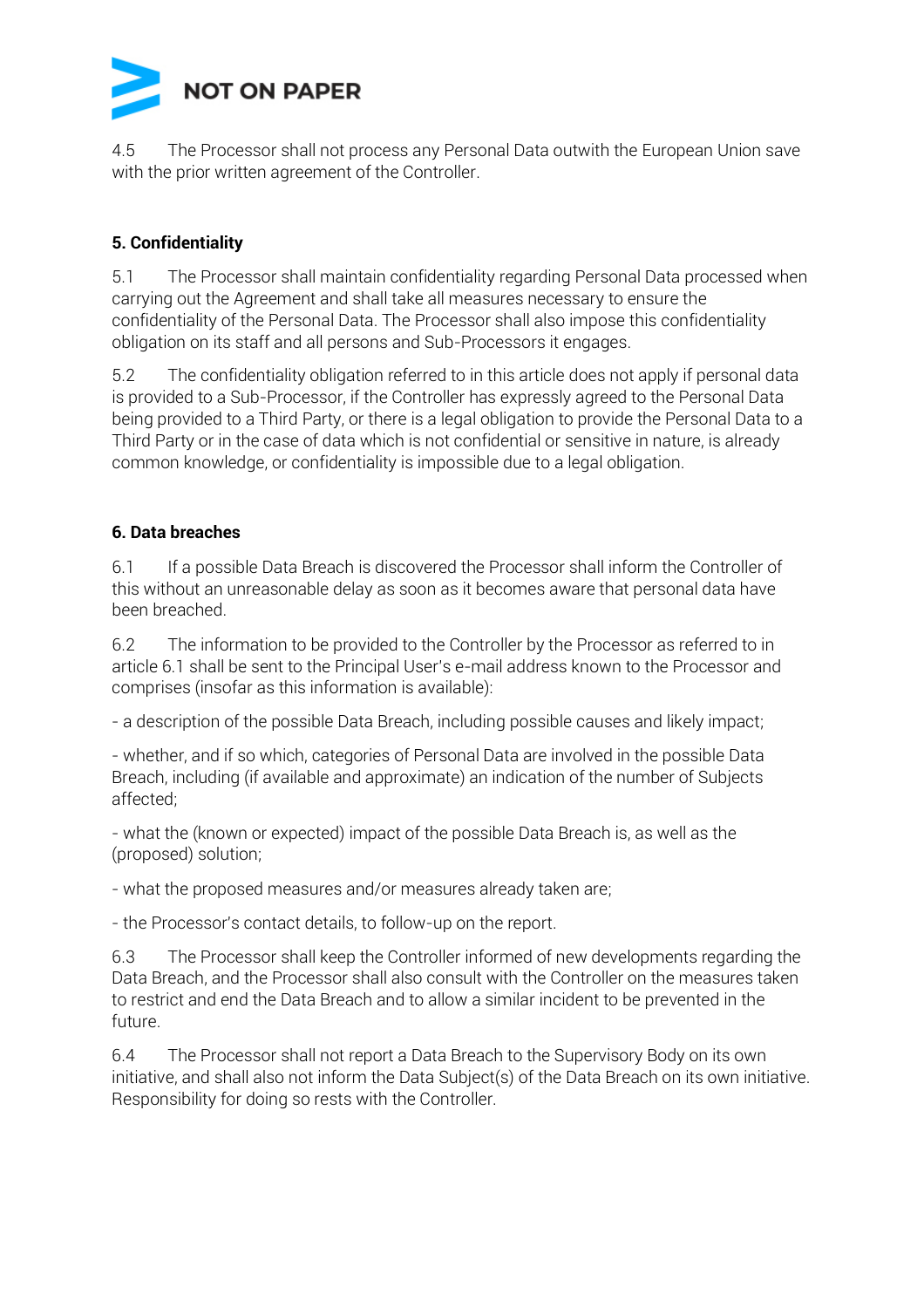4.5 The Processor shall not process any Personal Data outwith the European Union save with the prior written agreement of the Controller.

**5. Confidentiality**

5.1 The Processor shall maintain confidentiality regarding Personal Data processed when carrying out the Agreement and shall take all measures necessary to ensure the confidentiality of the Personal Data. The Processor shall also impose this confidentiality obligation on its staff and all persons and Sub-Processors it engages.

5.2 The confidentiality obligation referred to in this article does not apply if personal data is provided to a Sub-Processor, if the Controller has expressly agreed to the Personal Data being provided to a Third Party, or there is a legal obligation to provide the Personal Data to a Third Party or in the case of data which is not confidential or sensitive in nature, is already common knowledge, or confidentiality is impossible due to a legal obligation.

**6. Data breaches**

6.1 If a possible Data Breach is discovered the Processor shall inform the Controller of this without an unreasonable delay as soon as it becomes aware that personal data have been breached.

6.2 The information to be provided to the Controller by the Processor as referred to in article 6.1 shall be sent to the Principal User's e-mail address known to the Processor and comprises (insofar as this information is available):

- a description of the possible Data Breach, including possible causes and likely impact;

- whether, and if so which, categories of Personal Data are involved in the possible Data Breach, including (if available and approximate) an indication of the number of Subjects affected;

- what the (known or expected) impact of the possible Data Breach is, as well as the (proposed) solution;

- what the proposed measures and/or measures already taken are;

- the Processor's contact details, to follow-up on the report.

6.3 The Processor shall keep the Controller informed of new developments regarding the Data Breach, and the Processor shall also consult with the Controller on the measures taken to restrict and end the Data Breach and to allow a similar incident to be prevented in the future.

6.4 The Processor shall not report a Data Breach to the Supervisory Body on its own initiative, and shall also not inform the Data Subject(s) of the Data Breach on its own initiative. Responsibility for doing so rests with the Controller.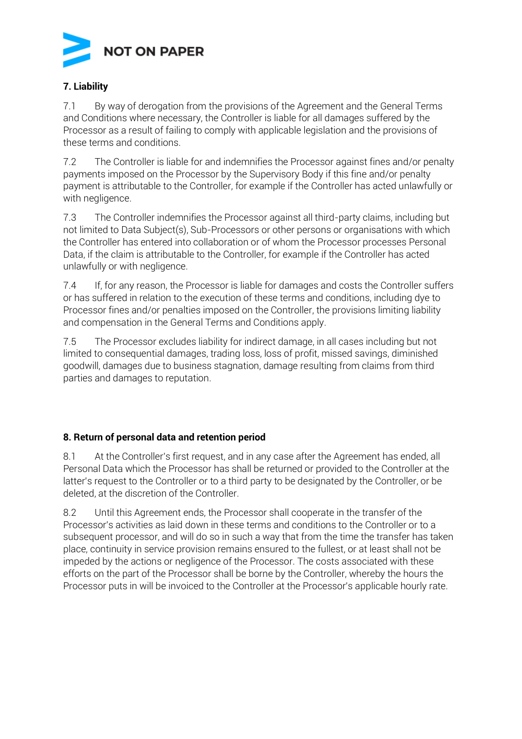## 7. Liability

7.1 By way of derogation from the provisions of the Agreement and the General Terms and Conditions where necessary, the Controller is liable for all damages suffered by the Processor as a result of failing to comply with applicable legislation and the provisions of these terms and conditions.

7.2 The Controller is liable for and indemnifies the Processor against fines and/or penalty payments imposed on the Processor by the Supervisory Body if this fine and/or penalty payment is attributable to the Controller, for example if the Controller has acted unlawfully or with negligence.

7.3 The Controller indemnifies the Processor against all third-party claims, including but not limited to Data Subject(s), Sub-Processors or other persons or organisations with which the Controller has entered into collaboration or of whom the Processor processes Personal Data, if the claim is attributable to the Controller, for example if the Controller has acted unlawfully or with negligence.

7.4 If, for any reason, the Processor is liable for damages and costs the Controller suffers or has suffered in relation to the execution of these terms and conditions, including dye to Processor fines and/or penalties imposed on the Controller, the provisions limiting liability and compensation in the General Terms and Conditions apply.

7.5 The Processor excludes liability for indirect damage, in all cases including but not limited to consequential damages, trading loss, loss of profit, missed savings, diminished goodwill, damages due to business stagnation, damage resulting from claims from third parties and damages to reputation.

## 8. Return of personal data and retention period

8.1 At the Controller's first request, and in any case after the Agreement has ended, all Personal Data which the Processor has shall be returned or provided to the Controller at the latter's request to the Controller or to a third party to be designated by the Controller, or be deleted, at the discretion of the Controller.

8.2 Until this Agreement ends, the Processor shall cooperate in the transfer of the Processor's activities as laid down in these terms and conditions to the Controller or to a subsequent processor, and will do so in such a way that from the time the transfer has taken place, continuity in service provision remains ensured to the fullest, or at least shall not be impeded by the actions or negligence of the Processor. The costs associated with these efforts on the part of the Processor shall be borne by the Controller, whereby the hours the Processor puts in will be invoiced to the Controller at the Processor's applicable hourly rate.